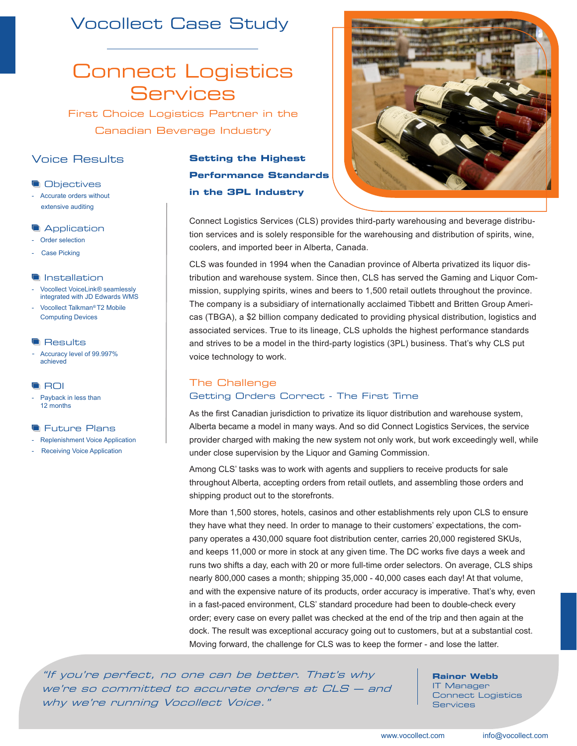# Vocollect Case Study

# Connect Logistics Services

First Choice Logistics Partner in the Canadian Beverage Industry

## Voice Results

### Objectives

- Accurate orders without extensive auditing

### Application

- Order selection
- Case Picking

### Installation

- Vocollect VoiceLink® seamlessly integrated with JD Edwards WMS
- Vocollect Talkman® T2 Mobile Computing Devices

### Results

- Accuracy level of 99.997% achieved

### ROI

- Payback in less than 12 months

### Future Plans

- Replenishment Voice Application
- Receiving Voice Application

## Setting the Highest Performance Standards in the 3PL Industry

Connect Logistics Services (CLS) provides third-party warehousing and beverage distribution services and is solely responsible for the warehousing and distribution of spirits, wine, coolers, and imported beer in Alberta, Canada.

CLS was founded in 1994 when the Canadian province of Alberta privatized its liquor distribution and warehouse system. Since then, CLS has served the Gaming and Liquor Commission, supplying spirits, wines and beers to 1,500 retail outlets throughout the province. The company is a subsidiary of internationally acclaimed Tibbett and Britten Group Americas (TBGA), a $2 billion company dedicated to providing physical distribution, logistics and associated services. True to its lineage, CLS upholds the highest performance standards and strives to be a model in the third-party logistics (3PL) business. That's why CLS put voice technology to work.

## The Challenge

### Getting Orders Correct - The First Time

As the first Canadian jurisdiction to privatize its liquor distribution and warehouse system, Alberta became a model in many ways. And so did Connect Logistics Services, the service provider charged with making the new system not only work, but work exceedingly well, while under close supervision by the Liquor and Gaming Commission.

Among CLS' tasks was to work with agents and suppliers to receive products for sale throughout Alberta, accepting orders from retail outlets, and assembling those orders and shipping product out to the storefronts.

More than 1,500 stores, hotels, casinos and other establishments rely upon CLS to ensure they have what they need. In order to manage to their customers' expectations, the company operates a 430,000 square foot distribution center, carries 20,000 registered SKUs, and keeps 11,000 or more in stock at any given time. The DC works five days a week and runs two shifts a day, each with 20 or more full-time order selectors. On average, CLS ships nearly 800,000 cases a month; shipping 35,000 - 40,000 cases each day! At that volume, and with the expensive nature of its products, order accuracy is imperative. That's why, even in a fast-paced environment, CLS' standard procedure had been to double-check every order; every case on every pallet was checked at the end of the trip and then again at the dock. The result was exceptional accuracy going out to customers, but at a substantial cost. Moving forward, the challenge for CLS was to keep the former - and lose the latter.

> *"If you're perfect, no one can be better. That's why we're so committed to accurate orders at CLS — and why we're running Vocollect Voice."*
>
> **Rainor Webb**
> IT Manager
> Connect Logistics Services

www.vocollect.com info@vocollect.com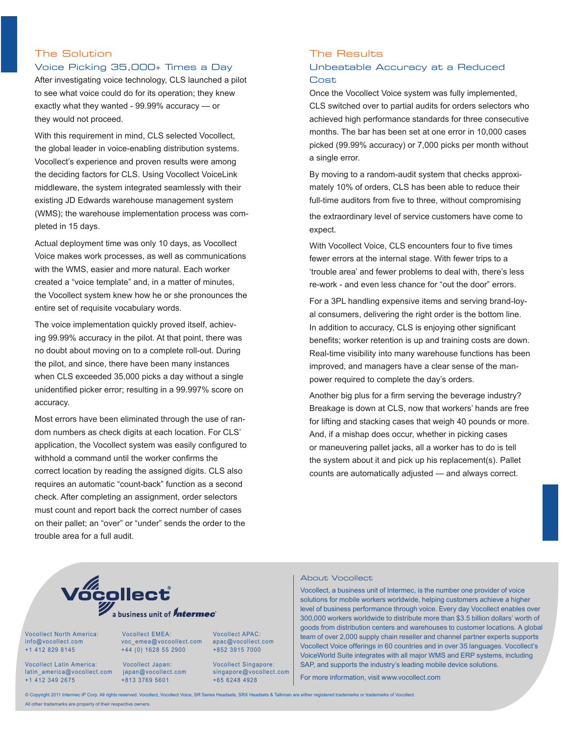## The Solution

### Voice Picking 35,000+ Times a Day

After investigating voice technology, CLS launched a pilot to see what voice could do for its operation; they knew exactly what they wanted - 99.99% accuracy — or they would not proceed.

With this requirement in mind, CLS selected Vocollect, the global leader in voice-enabling distribution systems. Vocollect's experience and proven results were among the deciding factors for CLS. Using Vocollect VoiceLink middleware, the system integrated seamlessly with their existing JD Edwards warehouse management system (WMS); the warehouse implementation process was completed in 15 days.

Actual deployment time was only 10 days, as Vocollect Voice makes work processes, as well as communications with the WMS, easier and more natural. Each worker created a "voice template" and, in a matter of minutes, the Vocollect system knew how he or she pronounces the entire set of requisite vocabulary words.

The voice implementation quickly proved itself, achieving 99.99% accuracy in the pilot. At that point, there was no doubt about moving on to a complete roll-out. During the pilot, and since, there have been many instances when CLS exceeded 35,000 picks a day without a single unidentified picker error; resulting in a 99.997% score on accuracy.

Most errors have been eliminated through the use of random numbers as check digits at each location. For CLS' application, the Vocollect system was easily configured to withhold a command until the worker confirms the correct location by reading the assigned digits. CLS also requires an automatic "count-back" function as a second check. After completing an assignment, order selectors must count and report back the correct number of cases on their pallet; an "over" or "under" sends the order to the trouble area for a full audit.

## The Results

### Unbeatable Accuracy at a Reduced Cost

Once the Vocollect Voice system was fully implemented, CLS switched over to partial audits for orders selectors who achieved high performance standards for three consecutive months. The bar has been set at one error in 10,000 cases picked (99.99% accuracy) or 7,000 picks per month without a single error.

By moving to a random-audit system that checks approximately 10% of orders, CLS has been able to reduce their full-time auditors from five to three, without compromising the extraordinary level of service customers have come to expect.

With Vocollect Voice, CLS encounters four to five times fewer errors at the internal stage. With fewer trips to a 'trouble area' and fewer problems to deal with, there's less re-work - and even less chance for "out the door" errors.

For a 3PL handling expensive items and serving brand-loyal consumers, delivering the right order is the bottom line. In addition to accuracy, CLS is enjoying other significant benefits; worker retention is up and training costs are down. Real-time visibility into many warehouse functions has been improved, and managers have a clear sense of the manpower required to complete the day's orders.

Another big plus for a firm serving the beverage industry? Breakage is down at CLS, now that workers' hands are free for lifting and stacking cases that weigh 40 pounds or more. And, if a mishap does occur, whether in picking cases or maneuvering pallet jacks, all a worker has to do is tell the system about it and pick up his replacement(s). Pallet counts are automatically adjusted — and always correct.

Vocollect®
a business unit of Intermec

Vocollect North America:
info@vocollect.com
+1 412 829 8145

Vocollect EMEA:
voc_emea@vocoollect.com
+44 (0) 1628 55 2900

Vocollect APAC:
apac@vocollect.com
+852 3915 7000

Vocollect Latin America:
latin_america@vocollect.com
+1 412 349 2675

Vocollect Japan:
japan@vocollect.com
+813 3769 5601

Vocollect Singapore:
singapore@vocollect.com
+65 6248 4928

### About Vocollect

Vocollect, a business unit of Intermec, is the number one provider of voice solutions for mobile workers worldwide, helping customers achieve a higher level of business performance through voice. Every day Vocollect enables over 300,000 workers worldwide to distribute more than $3.5 billion dollars' worth of goods from distribution centers and warehouses to customer locations. A global team of over 2,000 supply chain reseller and channel partner experts supports Vocollect Voice offerings in 60 countries and in over 35 languages. Vocollect's VoiceWorld Suite integrates with all major WMS and ERP systems, including SAP, and supports the industry's leading mobile device solutions.

For more information, visit www.vocollect.com

© Copyright 2011 Intermec IP Corp. All rights reserved. Vocollect, Vocollect Voice, SR Series Headsets, SRX Headsets & Talkman are either registered trademarks or trademarks of Vocollect.
All other trademarks are property of their respective owners.